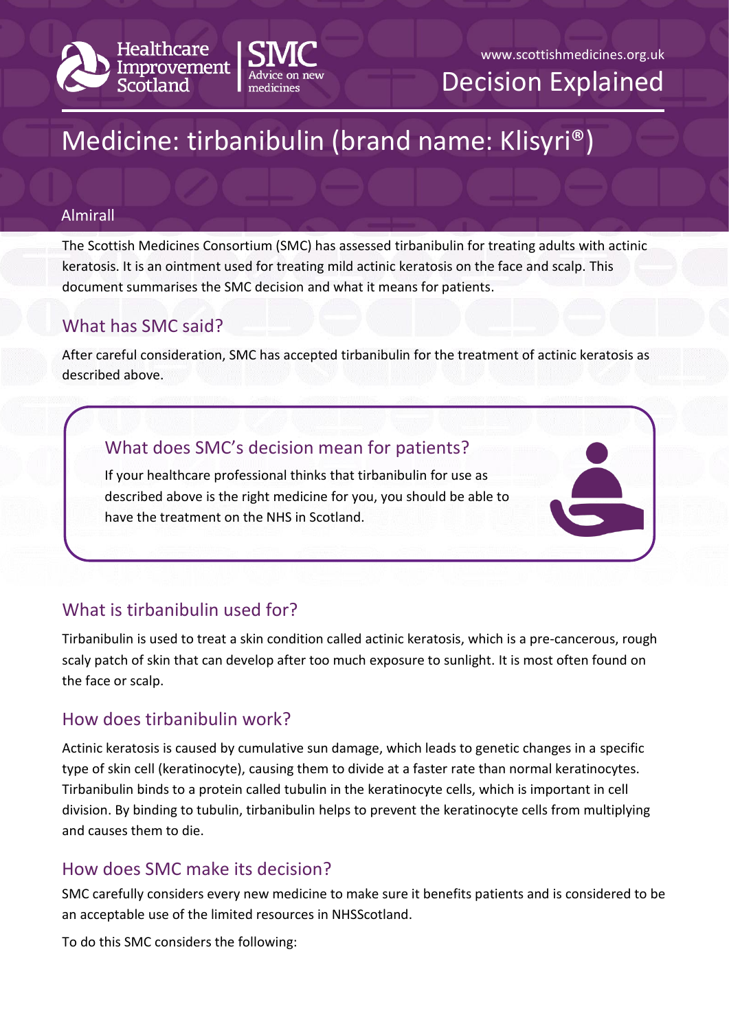Healthcare Improvement Scotland | SMC Advice on new medicines

www.scottishmedicines.org.uk

Decision Explained

# Medicine: tirbanibulin (brand name: Klisyri®)

Almirall

The Scottish Medicines Consortium (SMC) has assessed tirbanibulin for treating adults with actinic keratosis. It is an ointment used for treating mild actinic keratosis on the face and scalp. This document summarises the SMC decision and what it means for patients.

## What has SMC said?

After careful consideration, SMC has accepted tirbanibulin for the treatment of actinic keratosis as described above.

### What does SMC's decision mean for patients?

If your healthcare professional thinks that tirbanibulin for use as described above is the right medicine for you, you should be able to have the treatment on the NHS in Scotland.

## What is tirbanibulin used for?

Tirbanibulin is used to treat a skin condition called actinic keratosis, which is a pre-cancerous, rough scaly patch of skin that can develop after too much exposure to sunlight. It is most often found on the face or scalp.

## How does tirbanibulin work?

Actinic keratosis is caused by cumulative sun damage, which leads to genetic changes in a specific type of skin cell (keratinocyte), causing them to divide at a faster rate than normal keratinocytes. Tirbanibulin binds to a protein called tubulin in the keratinocyte cells, which is important in cell division. By binding to tubulin, tirbanibulin helps to prevent the keratinocyte cells from multiplying and causes them to die.

## How does SMC make its decision?

SMC carefully considers every new medicine to make sure it benefits patients and is considered to be an acceptable use of the limited resources in NHSScotland.

To do this SMC considers the following: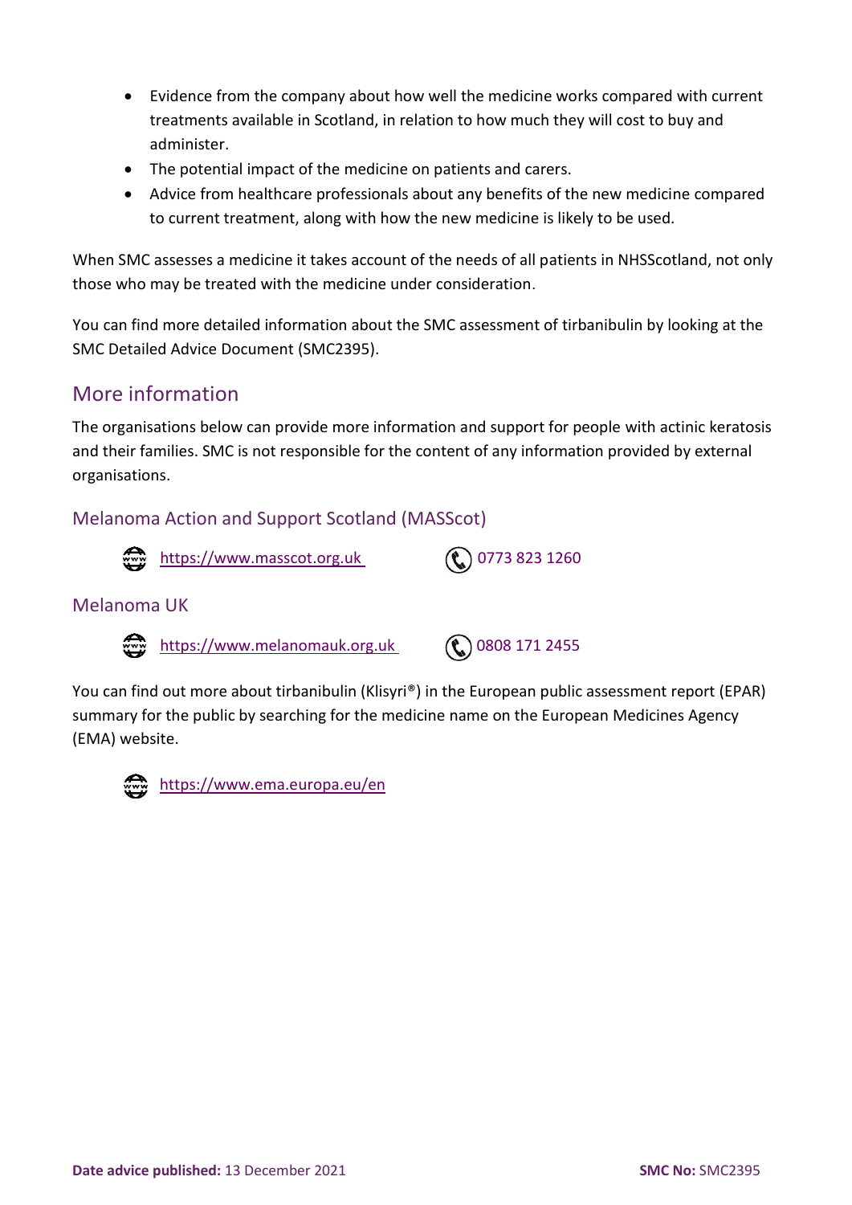- Evidence from the company about how well the medicine works compared with current treatments available in Scotland, in relation to how much they will cost to buy and administer.
- The potential impact of the medicine on patients and carers.
- Advice from healthcare professionals about any benefits of the new medicine compared to current treatment, along with how the new medicine is likely to be used.

When SMC assesses a medicine it takes account of the needs of all patients in NHSScotland, not only those who may be treated with the medicine under consideration.

You can find more detailed information about the SMC assessment of tirbanibulin by looking at the SMC Detailed Advice Document (SMC2395).

## More information

The organisations below can provide more information and support for people with actinic keratosis and their families. SMC is not responsible for the content of any information provided by external organisations.

### Melanoma Action and Support Scotland (MASScot)

https://www.masscot.org.uk 0773 823 1260

### Melanoma UK

https://www.melanomauk.org.uk 0808 171 2455

You can find out more about tirbanibulin (Klisyri®) in the European public assessment report (EPAR) summary for the public by searching for the medicine name on the European Medicines Agency (EMA) website.

https://www.ema.europa.eu/en

**Date advice published:** 13 December 2021 **SMC No:** SMC2395